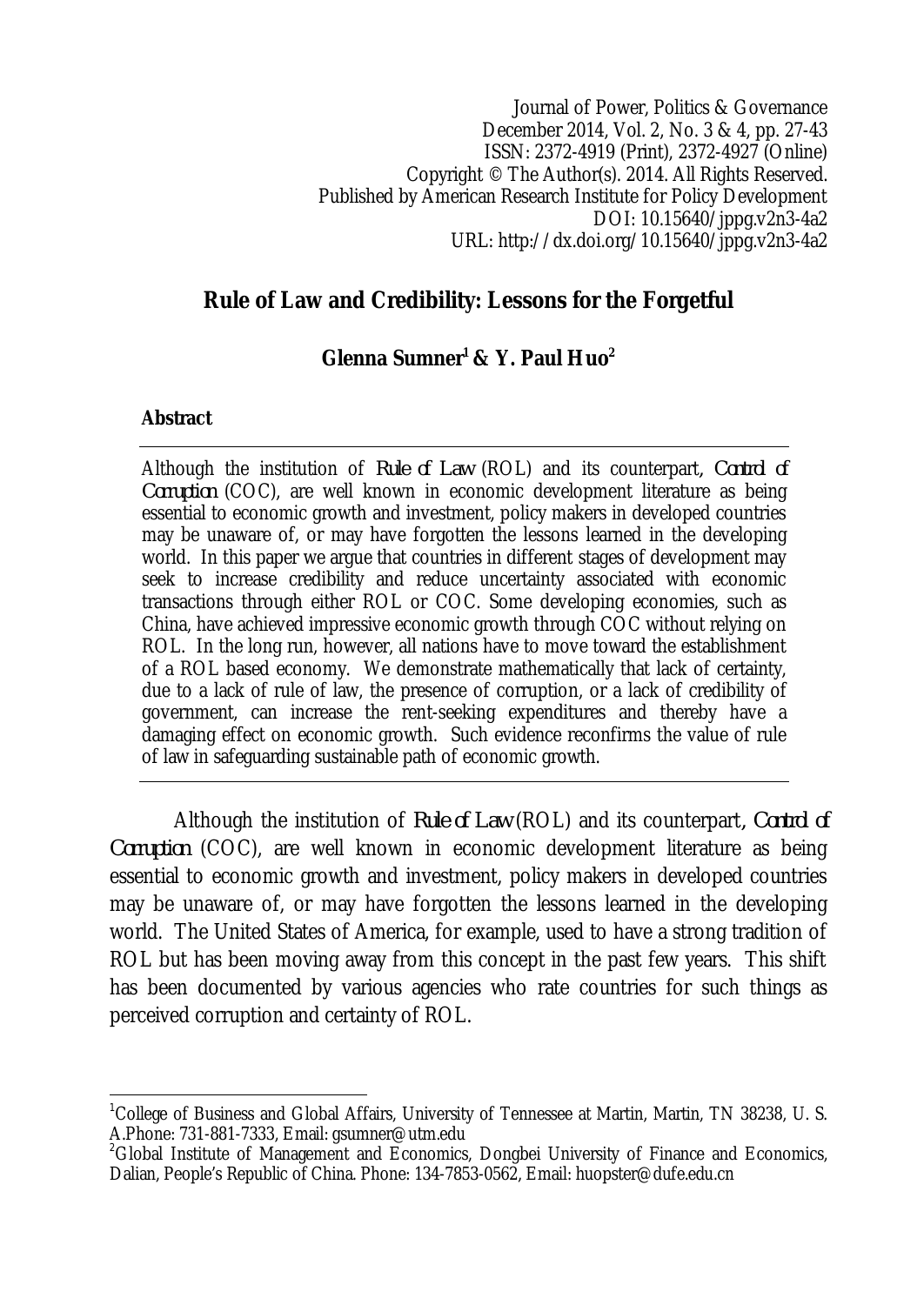Journal of Power, Politics & Governance
December 2014, Vol. 2, No. 3 & 4, pp. 27-43
ISSN: 2372-4919 (Print), 2372-4927 (Online)
Copyright © The Author(s). 2014. All Rights Reserved.
Published by American Research Institute for Policy Development
DOI: 10.15640/jppg.v2n3-4a2
URL: http://dx.doi.org/10.15640/jppg.v2n3-4a2

# Rule of Law and Credibility: Lessons for the Forgetful

**Glenna Sumner[1] & Y. Paul Huo[2]**

### Abstract

Although the institution of *Rule of Law* (ROL) and its counterpart, *Control of Corruption* (COC), are well known in economic development literature as being essential to economic growth and investment, policy makers in developed countries may be unaware of, or may have forgotten the lessons learned in the developing world. In this paper we argue that countries in different stages of development may seek to increase credibility and reduce uncertainty associated with economic transactions through either ROL or COC. Some developing economies, such as China, have achieved impressive economic growth through COC without relying on ROL. In the long run, however, all nations have to move toward the establishment of a ROL based economy. We demonstrate mathematically that lack of certainty, due to a lack of rule of law, the presence of corruption, or a lack of credibility of government, can increase the rent-seeking expenditures and thereby have a damaging effect on economic growth. Such evidence reconfirms the value of rule of law in safeguarding sustainable path of economic growth.

---

Although the institution of *Rule of Law* (ROL) and its counterpart, *Control of Corruption* (COC), are well known in economic development literature as being essential to economic growth and investment, policy makers in developed countries may be unaware of, or may have forgotten the lessons learned in the developing world. The United States of America, for example, used to have a strong tradition of ROL but has been moving away from this concept in the past few years. This shift has been documented by various agencies who rate countries for such things as perceived corruption and certainty of ROL.

---

[1] College of Business and Global Affairs, University of Tennessee at Martin, Martin, TN 38238, U. S. A.Phone: 731-881-7333, Email: gsumner@utm.edu

[2] Global Institute of Management and Economics, Dongbei University of Finance and Economics, Dalian, People's Republic of China. Phone: 134-7853-0562, Email: huopster@dufe.edu.cn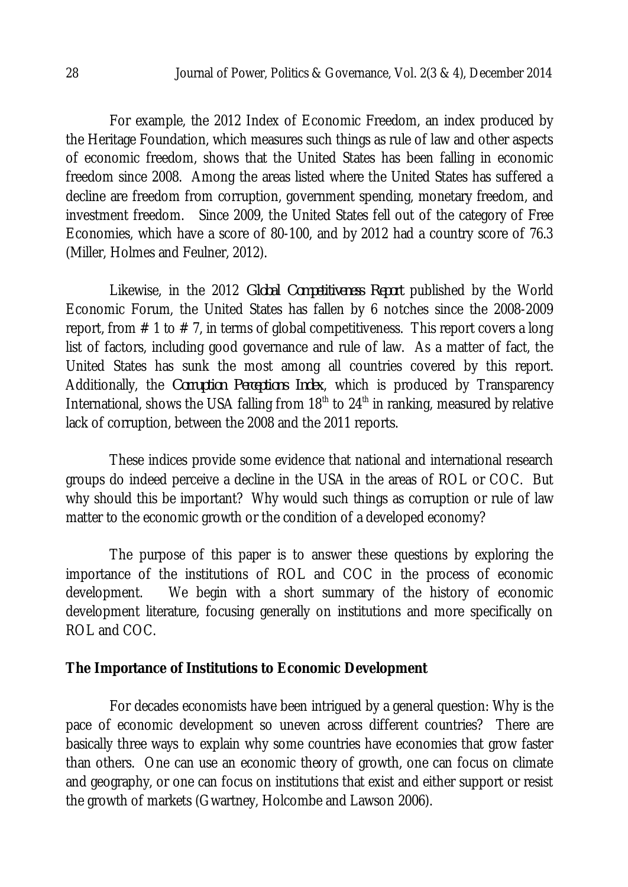For example, the 2012 Index of Economic Freedom, an index produced by the Heritage Foundation, which measures such things as rule of law and other aspects of economic freedom, shows that the United States has been falling in economic freedom since 2008. Among the areas listed where the United States has suffered a decline are freedom from corruption, government spending, monetary freedom, and investment freedom. Since 2009, the United States fell out of the category of Free Economies, which have a score of 80-100, and by 2012 had a country score of 76.3 (Miller, Holmes and Feulner, 2012).

Likewise, in the 2012 *Global Competitiveness Report* published by the World Economic Forum, the United States has fallen by 6 notches since the 2008-2009 report, from # 1 to # 7, in terms of global competitiveness. This report covers a long list of factors, including good governance and rule of law. As a matter of fact, the United States has sunk the most among all countries covered by this report. Additionally, the *Corruption Perceptions Index*, which is produced by Transparency International, shows the USA falling from 18th to 24th in ranking, measured by relative lack of corruption, between the 2008 and the 2011 reports.

These indices provide some evidence that national and international research groups do indeed perceive a decline in the USA in the areas of ROL or COC. But why should this be important? Why would such things as corruption or rule of law matter to the economic growth or the condition of a developed economy?

The purpose of this paper is to answer these questions by exploring the importance of the institutions of ROL and COC in the process of economic development. We begin with a short summary of the history of economic development literature, focusing generally on institutions and more specifically on ROL and COC.

## The Importance of Institutions to Economic Development

For decades economists have been intrigued by a general question: Why is the pace of economic development so uneven across different countries? There are basically three ways to explain why some countries have economies that grow faster than others. One can use an economic theory of growth, one can focus on climate and geography, or one can focus on institutions that exist and either support or resist the growth of markets (Gwartney, Holcombe and Lawson 2006).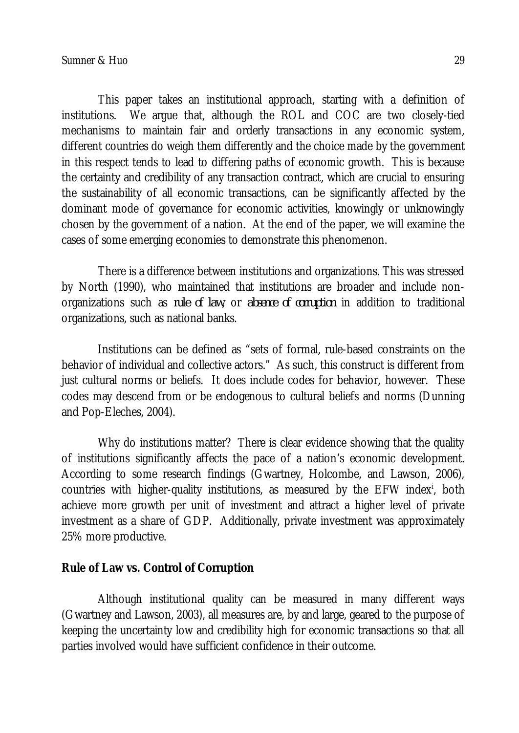This paper takes an institutional approach, starting with a definition of institutions. We argue that, although the ROL and COC are two closely-tied mechanisms to maintain fair and orderly transactions in any economic system, different countries do weigh them differently and the choice made by the government in this respect tends to lead to differing paths of economic growth. This is because the certainty and credibility of any transaction contract, which are crucial to ensuring the sustainability of all economic transactions, can be significantly affected by the dominant mode of governance for economic activities, knowingly or unknowingly chosen by the government of a nation. At the end of the paper, we will examine the cases of some emerging economies to demonstrate this phenomenon.

There is a difference between institutions and organizations. This was stressed by North (1990), who maintained that institutions are broader and include non-organizations such as *rule of law*, or *absence of corruption* in addition to traditional organizations, such as national banks.

Institutions can be defined as "sets of formal, rule-based constraints on the behavior of individual and collective actors." As such, this construct is different from just cultural norms or beliefs. It does include codes for behavior, however. These codes may descend from or be endogenous to cultural beliefs and norms (Dunning and Pop-Eleches, 2004).

Why do institutions matter? There is clear evidence showing that the quality of institutions significantly affects the pace of a nation's economic development. According to some research findings (Gwartney, Holcombe, and Lawson, 2006), countries with higher-quality institutions, as measured by the EFW index[i], both achieve more growth per unit of investment and attract a higher level of private investment as a share of GDP. Additionally, private investment was approximately 25% more productive.

## Rule of Law vs. Control of Corruption

Although institutional quality can be measured in many different ways (Gwartney and Lawson, 2003), all measures are, by and large, geared to the purpose of keeping the uncertainty low and credibility high for economic transactions so that all parties involved would have sufficient confidence in their outcome.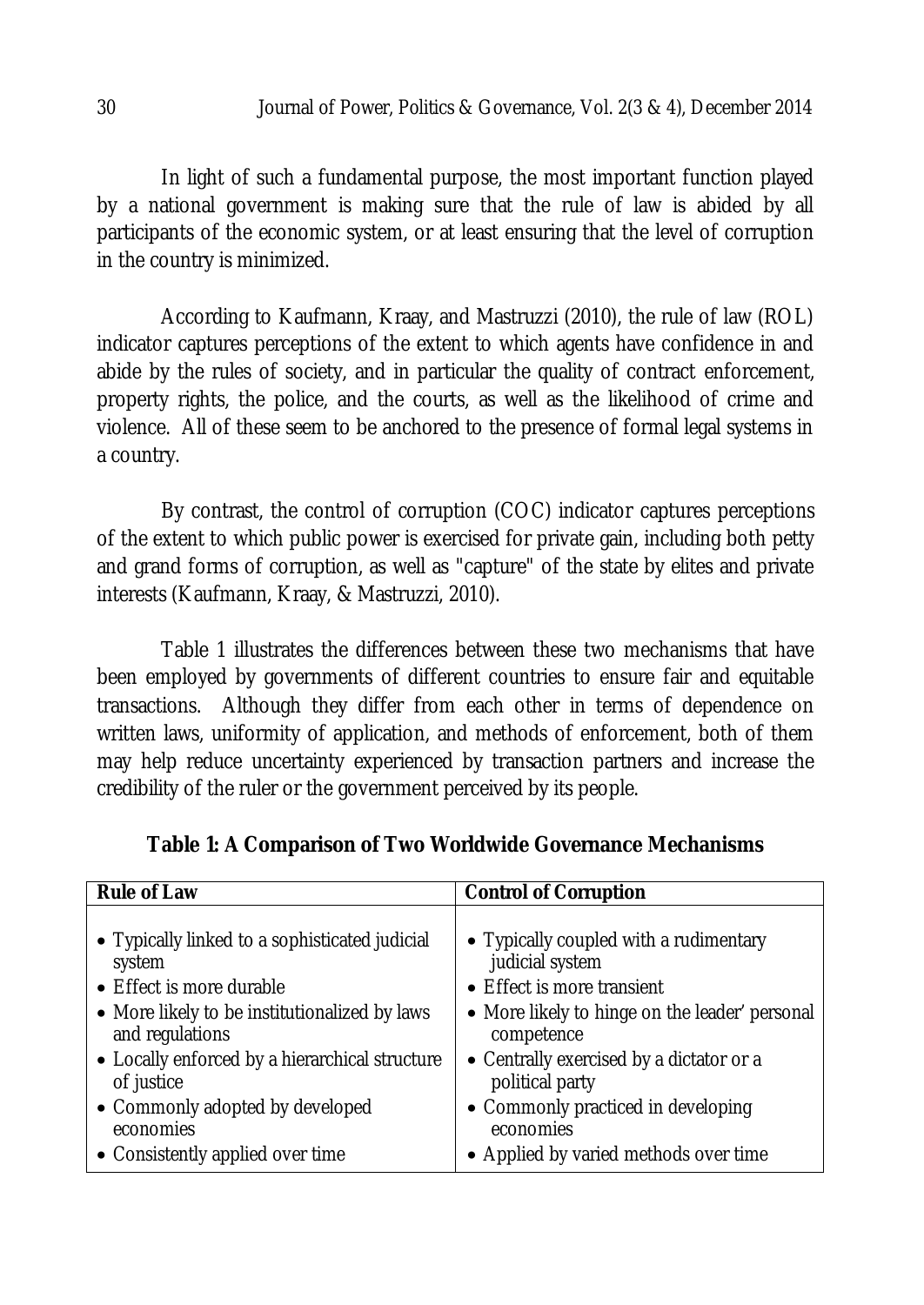In light of such a fundamental purpose, the most important function played by a national government is making sure that the rule of law is abided by all participants of the economic system, or at least ensuring that the level of corruption in the country is minimized.

According to Kaufmann, Kraay, and Mastruzzi (2010), the rule of law (ROL) indicator captures perceptions of the extent to which agents have confidence in and abide by the rules of society, and in particular the quality of contract enforcement, property rights, the police, and the courts, as well as the likelihood of crime and violence. All of these seem to be anchored to the presence of formal legal systems in a country.

By contrast, the control of corruption (COC) indicator captures perceptions of the extent to which public power is exercised for private gain, including both petty and grand forms of corruption, as well as "capture" of the state by elites and private interests (Kaufmann, Kraay, & Mastruzzi, 2010).

Table 1 illustrates the differences between these two mechanisms that have been employed by governments of different countries to ensure fair and equitable transactions. Although they differ from each other in terms of dependence on written laws, uniformity of application, and methods of enforcement, both of them may help reduce uncertainty experienced by transaction partners and increase the credibility of the ruler or the government perceived by its people.

**Table 1: A Comparison of Two Worldwide Governance Mechanisms**

| Rule of Law | Control of Corruption |
|---|---|
| • Typically linked to a sophisticated judicial system | • Typically coupled with a rudimentary judicial system |
| • Effect is more durable | • Effect is more transient |
| • More likely to be institutionalized by laws and regulations | • More likely to hinge on the leader' personal competence |
| • Locally enforced by a hierarchical structure of justice | • Centrally exercised by a dictator or a political party |
| • Commonly adopted by developed economies | • Commonly practiced in developing economies |
| • Consistently applied over time | • Applied by varied methods over time |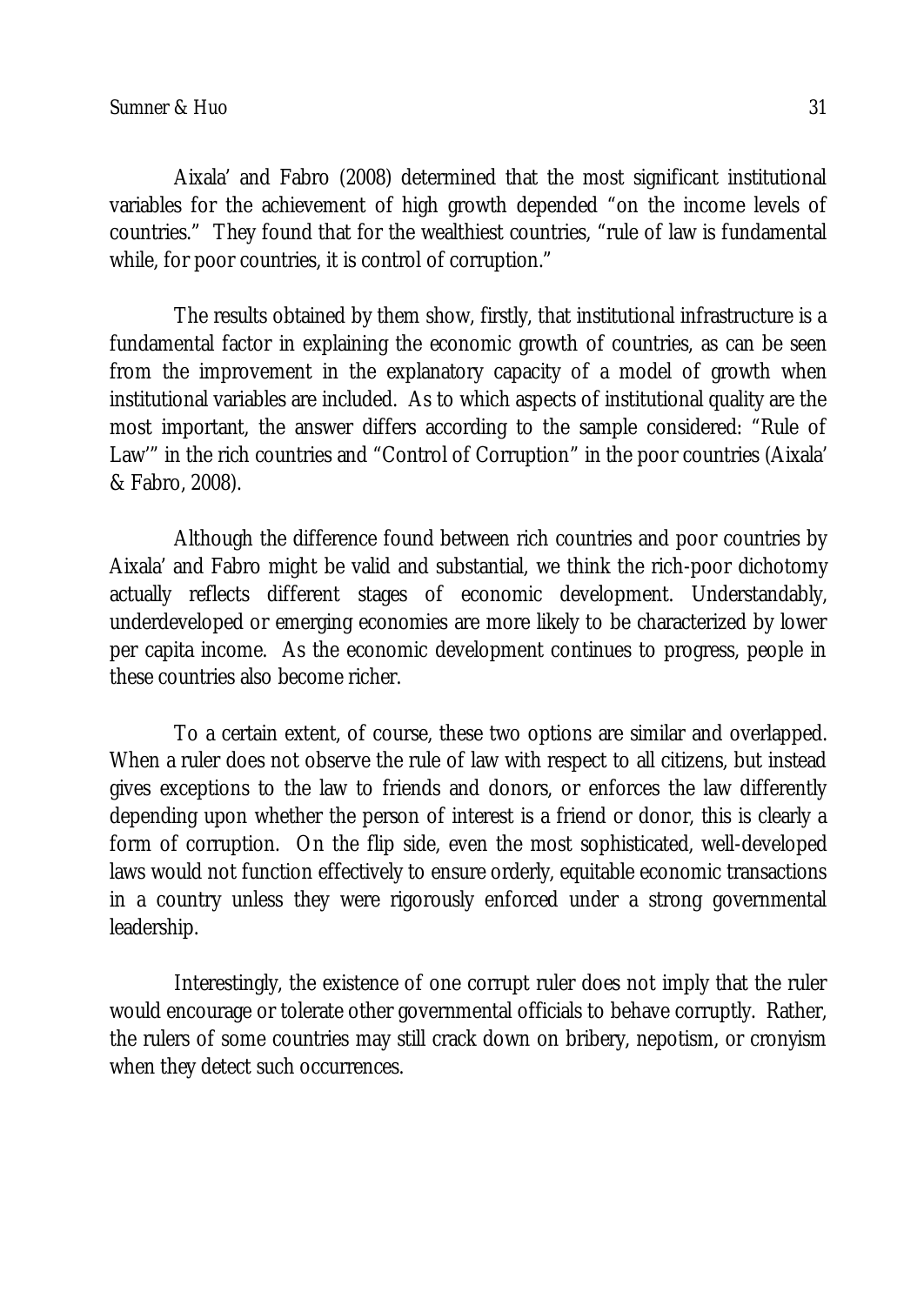Aixala' and Fabro (2008) determined that the most significant institutional variables for the achievement of high growth depended "on the income levels of countries." They found that for the wealthiest countries, "rule of law is fundamental while, for poor countries, it is control of corruption."

The results obtained by them show, firstly, that institutional infrastructure is a fundamental factor in explaining the economic growth of countries, as can be seen from the improvement in the explanatory capacity of a model of growth when institutional variables are included. As to which aspects of institutional quality are the most important, the answer differs according to the sample considered: "Rule of Law'" in the rich countries and "Control of Corruption" in the poor countries (Aixala' & Fabro, 2008).

Although the difference found between rich countries and poor countries by Aixala' and Fabro might be valid and substantial, we think the rich-poor dichotomy actually reflects different stages of economic development. Understandably, underdeveloped or emerging economies are more likely to be characterized by lower per capita income. As the economic development continues to progress, people in these countries also become richer.

To a certain extent, of course, these two options are similar and overlapped. When a ruler does not observe the rule of law with respect to all citizens, but instead gives exceptions to the law to friends and donors, or enforces the law differently depending upon whether the person of interest is a friend or donor, this is clearly a form of corruption. On the flip side, even the most sophisticated, well-developed laws would not function effectively to ensure orderly, equitable economic transactions in a country unless they were rigorously enforced under a strong governmental leadership.

Interestingly, the existence of one corrupt ruler does not imply that the ruler would encourage or tolerate other governmental officials to behave corruptly. Rather, the rulers of some countries may still crack down on bribery, nepotism, or cronyism when they detect such occurrences.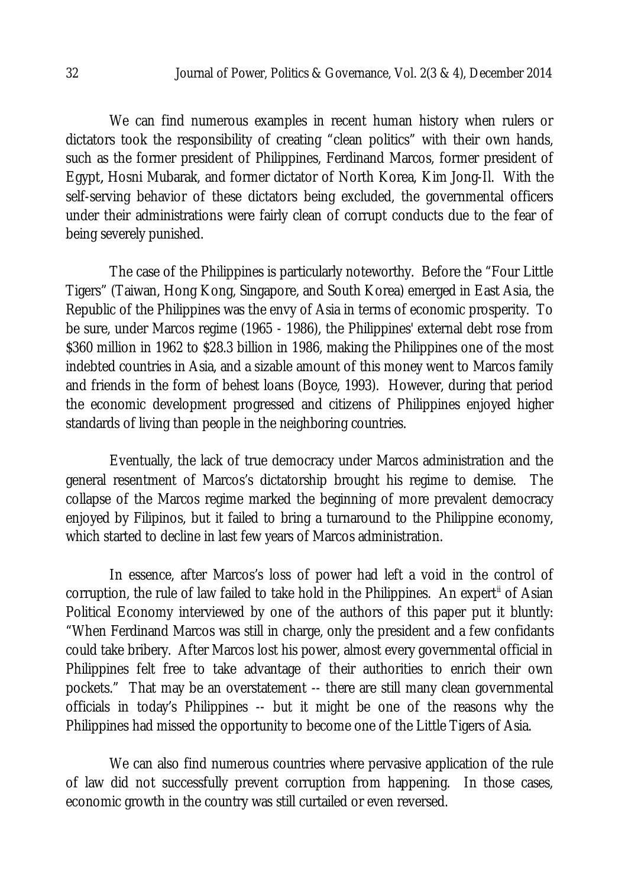We can find numerous examples in recent human history when rulers or dictators took the responsibility of creating "clean politics" with their own hands, such as the former president of Philippines, Ferdinand Marcos, former president of Egypt, Hosni Mubarak, and former dictator of North Korea, Kim Jong-Il. With the self-serving behavior of these dictators being excluded, the governmental officers under their administrations were fairly clean of corrupt conducts due to the fear of being severely punished.

The case of the Philippines is particularly noteworthy. Before the "Four Little Tigers" (Taiwan, Hong Kong, Singapore, and South Korea) emerged in East Asia, the Republic of the Philippines was the envy of Asia in terms of economic prosperity. To be sure, under Marcos regime (1965 - 1986), the Philippines' external debt rose from \$360 million in 1962 to \$28.3 billion in 1986, making the Philippines one of the most indebted countries in Asia, and a sizable amount of this money went to Marcos family and friends in the form of behest loans (Boyce, 1993). However, during that period the economic development progressed and citizens of Philippines enjoyed higher standards of living than people in the neighboring countries.

Eventually, the lack of true democracy under Marcos administration and the general resentment of Marcos's dictatorship brought his regime to demise. The collapse of the Marcos regime marked the beginning of more prevalent democracy enjoyed by Filipinos, but it failed to bring a turnaround to the Philippine economy, which started to decline in last few years of Marcos administration.

In essence, after Marcos's loss of power had left a void in the control of corruption, the rule of law failed to take hold in the Philippines. An expert[ii] of Asian Political Economy interviewed by one of the authors of this paper put it bluntly: "When Ferdinand Marcos was still in charge, only the president and a few confidants could take bribery. After Marcos lost his power, almost every governmental official in Philippines felt free to take advantage of their authorities to enrich their own pockets." That may be an overstatement -- there are still many clean governmental officials in today's Philippines -- but it might be one of the reasons why the Philippines had missed the opportunity to become one of the Little Tigers of Asia.

We can also find numerous countries where pervasive application of the rule of law did not successfully prevent corruption from happening. In those cases, economic growth in the country was still curtailed or even reversed.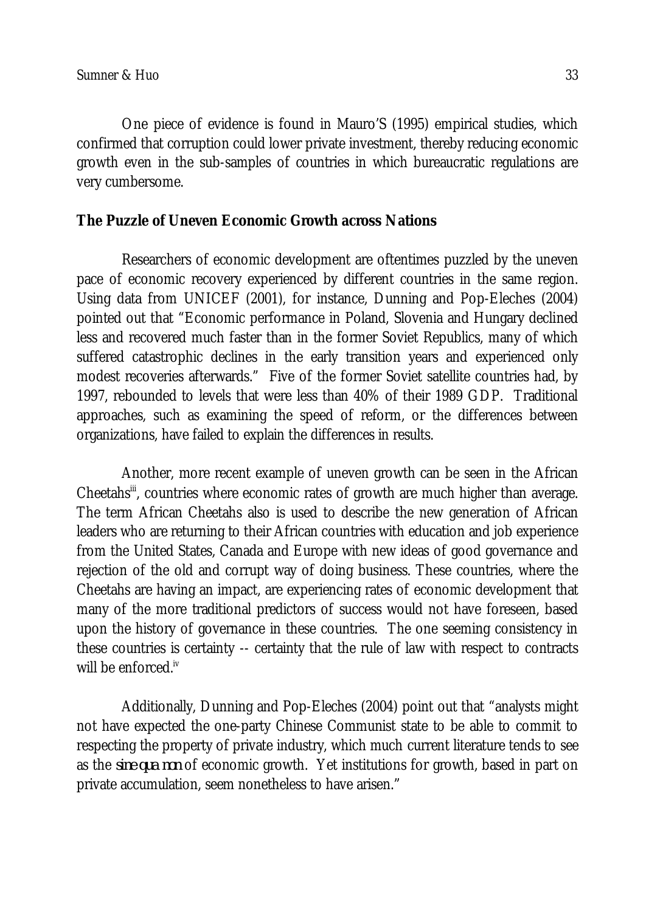One piece of evidence is found in Mauro'S (1995) empirical studies, which confirmed that corruption could lower private investment, thereby reducing economic growth even in the sub-samples of countries in which bureaucratic regulations are very cumbersome.

## The Puzzle of Uneven Economic Growth across Nations

Researchers of economic development are oftentimes puzzled by the uneven pace of economic recovery experienced by different countries in the same region. Using data from UNICEF (2001), for instance, Dunning and Pop-Eleches (2004) pointed out that "Economic performance in Poland, Slovenia and Hungary declined less and recovered much faster than in the former Soviet Republics, many of which suffered catastrophic declines in the early transition years and experienced only modest recoveries afterwards." Five of the former Soviet satellite countries had, by 1997, rebounded to levels that were less than 40% of their 1989 GDP. Traditional approaches, such as examining the speed of reform, or the differences between organizations, have failed to explain the differences in results.

Another, more recent example of uneven growth can be seen in the African Cheetahs[iii], countries where economic rates of growth are much higher than average. The term African Cheetahs also is used to describe the new generation of African leaders who are returning to their African countries with education and job experience from the United States, Canada and Europe with new ideas of good governance and rejection of the old and corrupt way of doing business. These countries, where the Cheetahs are having an impact, are experiencing rates of economic development that many of the more traditional predictors of success would not have foreseen, based upon the history of governance in these countries. The one seeming consistency in these countries is certainty -- certainty that the rule of law with respect to contracts will be enforced.[iv]

Additionally, Dunning and Pop-Eleches (2004) point out that "analysts might not have expected the one-party Chinese Communist state to be able to commit to respecting the property of private industry, which much current literature tends to see as the *sine qua non* of economic growth. Yet institutions for growth, based in part on private accumulation, seem nonetheless to have arisen."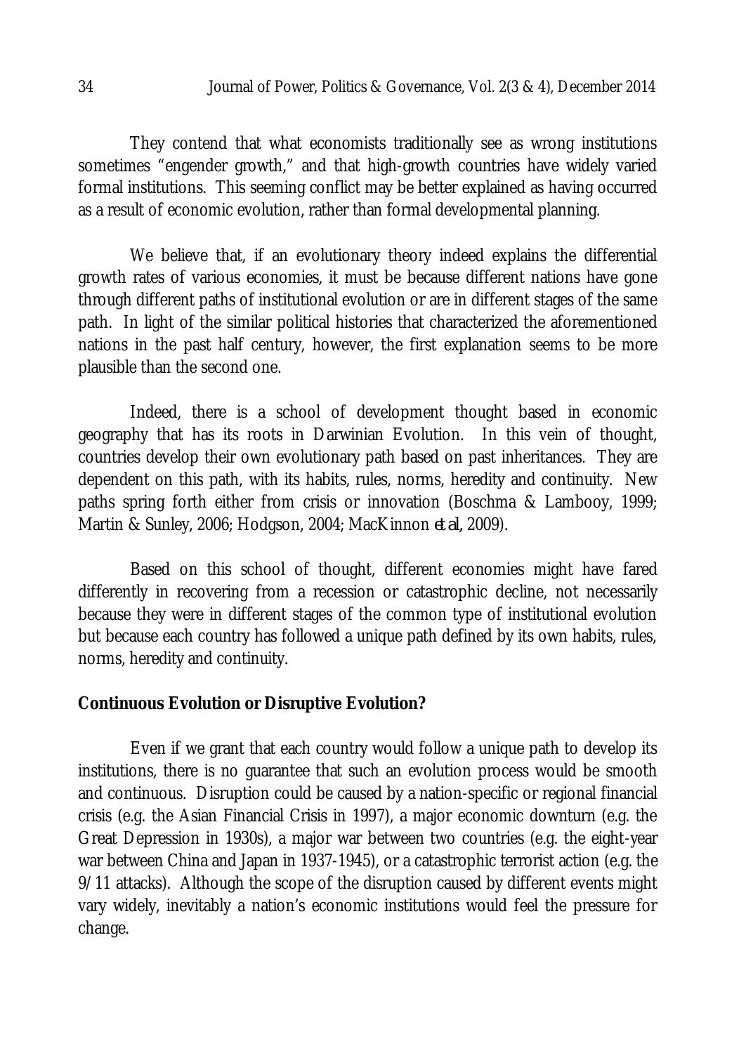They contend that what economists traditionally see as wrong institutions sometimes "engender growth," and that high-growth countries have widely varied formal institutions. This seeming conflict may be better explained as having occurred as a result of economic evolution, rather than formal developmental planning.

We believe that, if an evolutionary theory indeed explains the differential growth rates of various economies, it must be because different nations have gone through different paths of institutional evolution or are in different stages of the same path. In light of the similar political histories that characterized the aforementioned nations in the past half century, however, the first explanation seems to be more plausible than the second one.

Indeed, there is a school of development thought based in economic geography that has its roots in Darwinian Evolution. In this vein of thought, countries develop their own evolutionary path based on past inheritances. They are dependent on this path, with its habits, rules, norms, heredity and continuity. New paths spring forth either from crisis or innovation (Boschma & Lambooy, 1999; Martin & Sunley, 2006; Hodgson, 2004; MacKinnon *et al.*, 2009).

Based on this school of thought, different economies might have fared differently in recovering from a recession or catastrophic decline, not necessarily because they were in different stages of the common type of institutional evolution but because each country has followed a unique path defined by its own habits, rules, norms, heredity and continuity.

**Continuous Evolution or Disruptive Evolution?**

Even if we grant that each country would follow a unique path to develop its institutions, there is no guarantee that such an evolution process would be smooth and continuous. Disruption could be caused by a nation-specific or regional financial crisis (e.g. the Asian Financial Crisis in 1997), a major economic downturn (e.g. the Great Depression in 1930s), a major war between two countries (e.g. the eight-year war between China and Japan in 1937-1945), or a catastrophic terrorist action (e.g. the 9/11 attacks). Although the scope of the disruption caused by different events might vary widely, inevitably a nation's economic institutions would feel the pressure for change.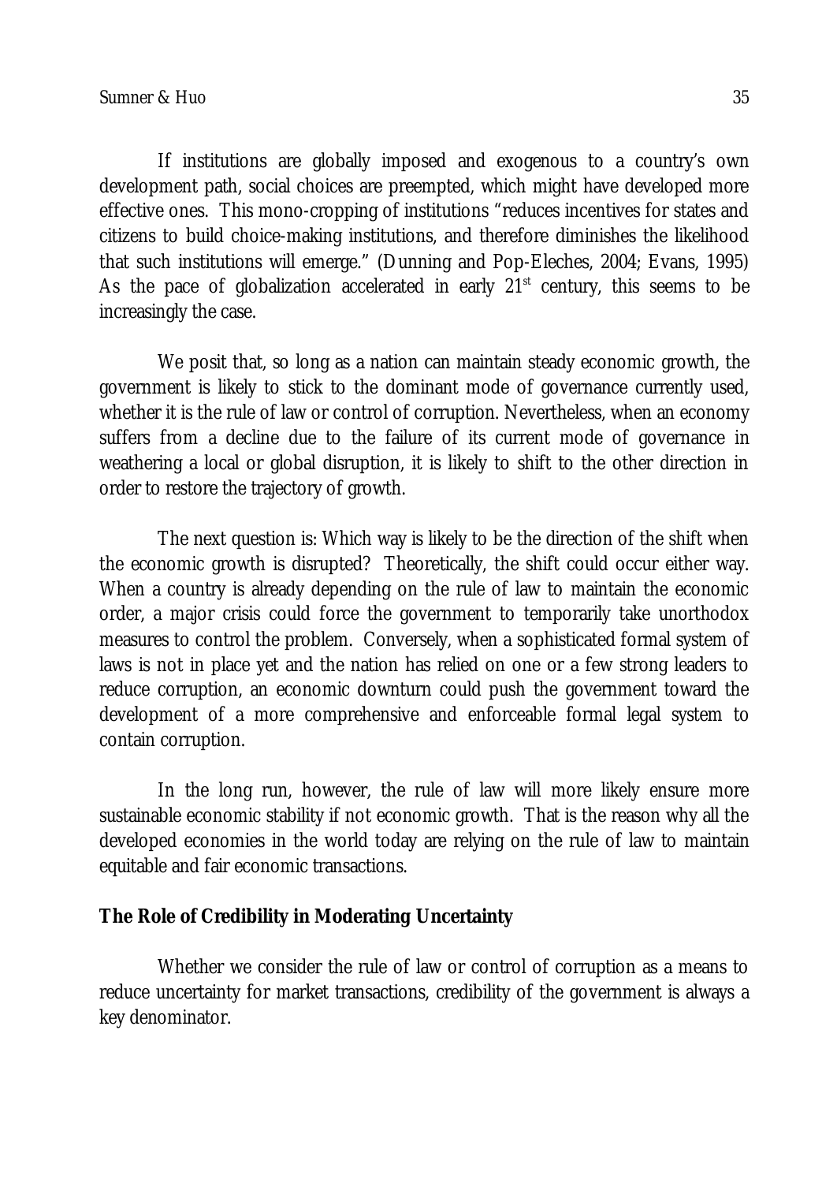If institutions are globally imposed and exogenous to a country's own development path, social choices are preempted, which might have developed more effective ones. This mono-cropping of institutions "reduces incentives for states and citizens to build choice-making institutions, and therefore diminishes the likelihood that such institutions will emerge." (Dunning and Pop-Eleches, 2004; Evans, 1995) As the pace of globalization accelerated in early 21st century, this seems to be increasingly the case.

We posit that, so long as a nation can maintain steady economic growth, the government is likely to stick to the dominant mode of governance currently used, whether it is the rule of law or control of corruption. Nevertheless, when an economy suffers from a decline due to the failure of its current mode of governance in weathering a local or global disruption, it is likely to shift to the other direction in order to restore the trajectory of growth.

The next question is: Which way is likely to be the direction of the shift when the economic growth is disrupted? Theoretically, the shift could occur either way. When a country is already depending on the rule of law to maintain the economic order, a major crisis could force the government to temporarily take unorthodox measures to control the problem. Conversely, when a sophisticated formal system of laws is not in place yet and the nation has relied on one or a few strong leaders to reduce corruption, an economic downturn could push the government toward the development of a more comprehensive and enforceable formal legal system to contain corruption.

In the long run, however, the rule of law will more likely ensure more sustainable economic stability if not economic growth. That is the reason why all the developed economies in the world today are relying on the rule of law to maintain equitable and fair economic transactions.

**The Role of Credibility in Moderating Uncertainty**

Whether we consider the rule of law or control of corruption as a means to reduce uncertainty for market transactions, credibility of the government is always a key denominator.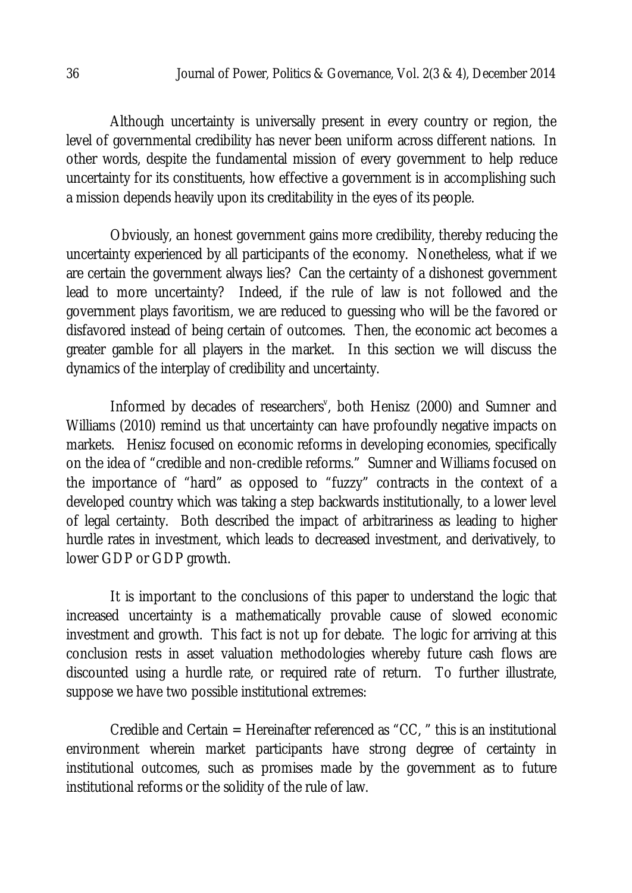Although uncertainty is universally present in every country or region, the level of governmental credibility has never been uniform across different nations. In other words, despite the fundamental mission of every government to help reduce uncertainty for its constituents, how effective a government is in accomplishing such a mission depends heavily upon its creditability in the eyes of its people.

Obviously, an honest government gains more credibility, thereby reducing the uncertainty experienced by all participants of the economy. Nonetheless, what if we are certain the government always lies? Can the certainty of a dishonest government lead to more uncertainty? Indeed, if the rule of law is not followed and the government plays favoritism, we are reduced to guessing who will be the favored or disfavored instead of being certain of outcomes. Then, the economic act becomes a greater gamble for all players in the market. In this section we will discuss the dynamics of the interplay of credibility and uncertainty.

Informed by decades of researchers[v], both Henisz (2000) and Sumner and Williams (2010) remind us that uncertainty can have profoundly negative impacts on markets. Henisz focused on economic reforms in developing economies, specifically on the idea of "credible and non-credible reforms." Sumner and Williams focused on the importance of "hard" as opposed to "fuzzy" contracts in the context of a developed country which was taking a step backwards institutionally, to a lower level of legal certainty. Both described the impact of arbitrariness as leading to higher hurdle rates in investment, which leads to decreased investment, and derivatively, to lower GDP or GDP growth.

It is important to the conclusions of this paper to understand the logic that increased uncertainty is a mathematically provable cause of slowed economic investment and growth. This fact is not up for debate. The logic for arriving at this conclusion rests in asset valuation methodologies whereby future cash flows are discounted using a hurdle rate, or required rate of return. To further illustrate, suppose we have two possible institutional extremes:

Credible and Certain = Hereinafter referenced as "CC, " this is an institutional environment wherein market participants have strong degree of certainty in institutional outcomes, such as promises made by the government as to future institutional reforms or the solidity of the rule of law.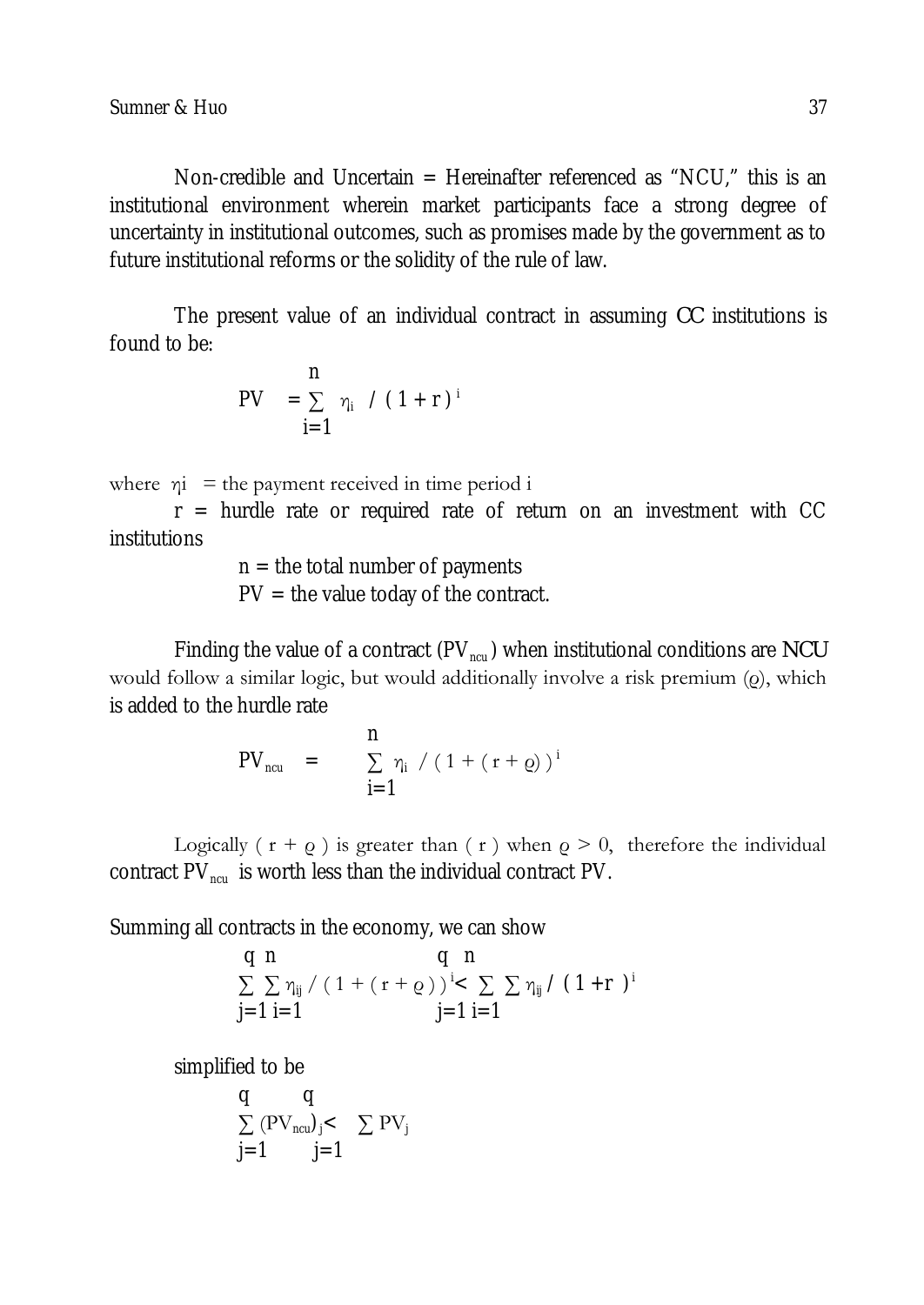Non-credible and Uncertain = Hereinafter referenced as "NCU," this is an institutional environment wherein market participants face a strong degree of uncertainty in institutional outcomes, such as promises made by the government as to future institutional reforms or the solidity of the rule of law.

The present value of an individual contract in assuming CC institutions is found to be:

$$PV = \sum_{i=1}^{n} \eta_i \; / \; ( 1 + r )^{i}$$

where $\eta i$ = the payment received in time period i

r = hurdle rate or required rate of return on an investment with CC institutions

n = the total number of payments

PV = the value today of the contract.

Finding the value of a contract ($PV_{ncu}$) when institutional conditions are NCU would follow a similar logic, but would additionally involve a risk premium ($\varrho$), which is added to the hurdle rate

$$PV_{ncu} = \sum_{i=1}^{n} \eta_i \; / \; ( 1 + ( r + \varrho ) )^{i}$$

Logically ( $r + \varrho$ ) is greater than ( $r$ ) when $\varrho > 0$, therefore the individual contract $PV_{ncu}$ is worth less than the individual contract PV.

Summing all contracts in the economy, we can show

$$\sum_{j=1}^{q} \sum_{i=1}^{n} \eta_{ij} \; / \; ( 1 + ( r + \varrho ) )^{i} < \sum_{j=1}^{q} \sum_{i=1}^{n} \eta_{ij} \; / \; ( 1 + r )^{i}$$

simplified to be

$$\sum_{j=1}^{q} (PV_{ncu})_j < \sum_{j=1}^{q} PV_j$$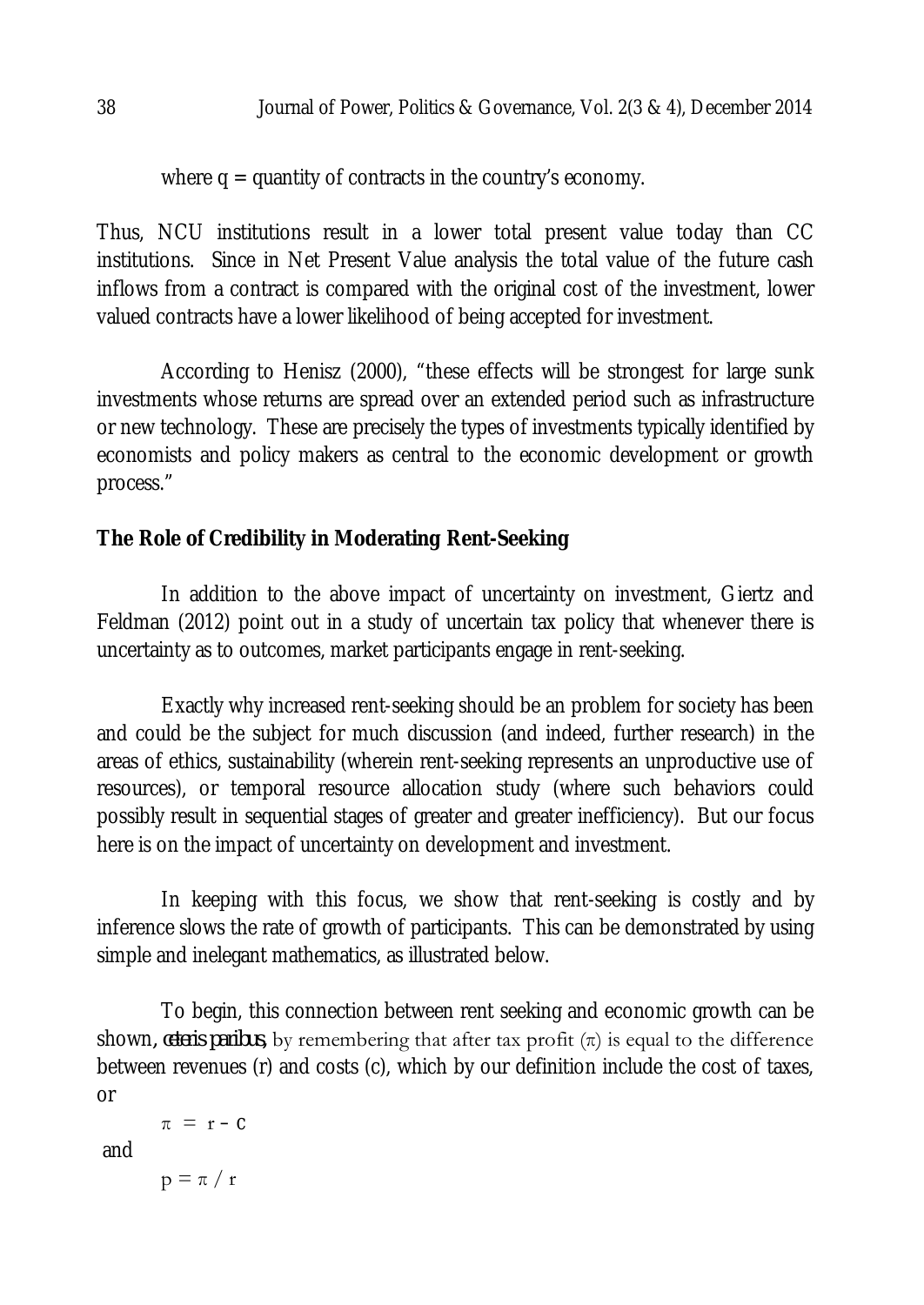where $q$ = quantity of contracts in the country's economy.

Thus, NCU institutions result in a lower total present value today than CC institutions. Since in Net Present Value analysis the total value of the future cash inflows from a contract is compared with the original cost of the investment, lower valued contracts have a lower likelihood of being accepted for investment.

According to Henisz (2000), "these effects will be strongest for large sunk investments whose returns are spread over an extended period such as infrastructure or new technology. These are precisely the types of investments typically identified by economists and policy makers as central to the economic development or growth process."

**The Role of Credibility in Moderating Rent-Seeking**

In addition to the above impact of uncertainty on investment, Giertz and Feldman (2012) point out in a study of uncertain tax policy that whenever there is uncertainty as to outcomes, market participants engage in rent-seeking.

Exactly why increased rent-seeking should be an problem for society has been and could be the subject for much discussion (and indeed, further research) in the areas of ethics, sustainability (wherein rent-seeking represents an unproductive use of resources), or temporal resource allocation study (where such behaviors could possibly result in sequential stages of greater and greater inefficiency). But our focus here is on the impact of uncertainty on development and investment.

In keeping with this focus, we show that rent-seeking is costly and by inference slows the rate of growth of participants. This can be demonstrated by using simple and inelegant mathematics, as illustrated below.

To begin, this connection between rent seeking and economic growth can be shown, *ceteris paribus*, by remembering that after tax profit ($\pi$) is equal to the difference between revenues (r) and costs (c), which by our definition include the cost of taxes, or

$$\pi = r - c$$

and

$$p = \pi / r$$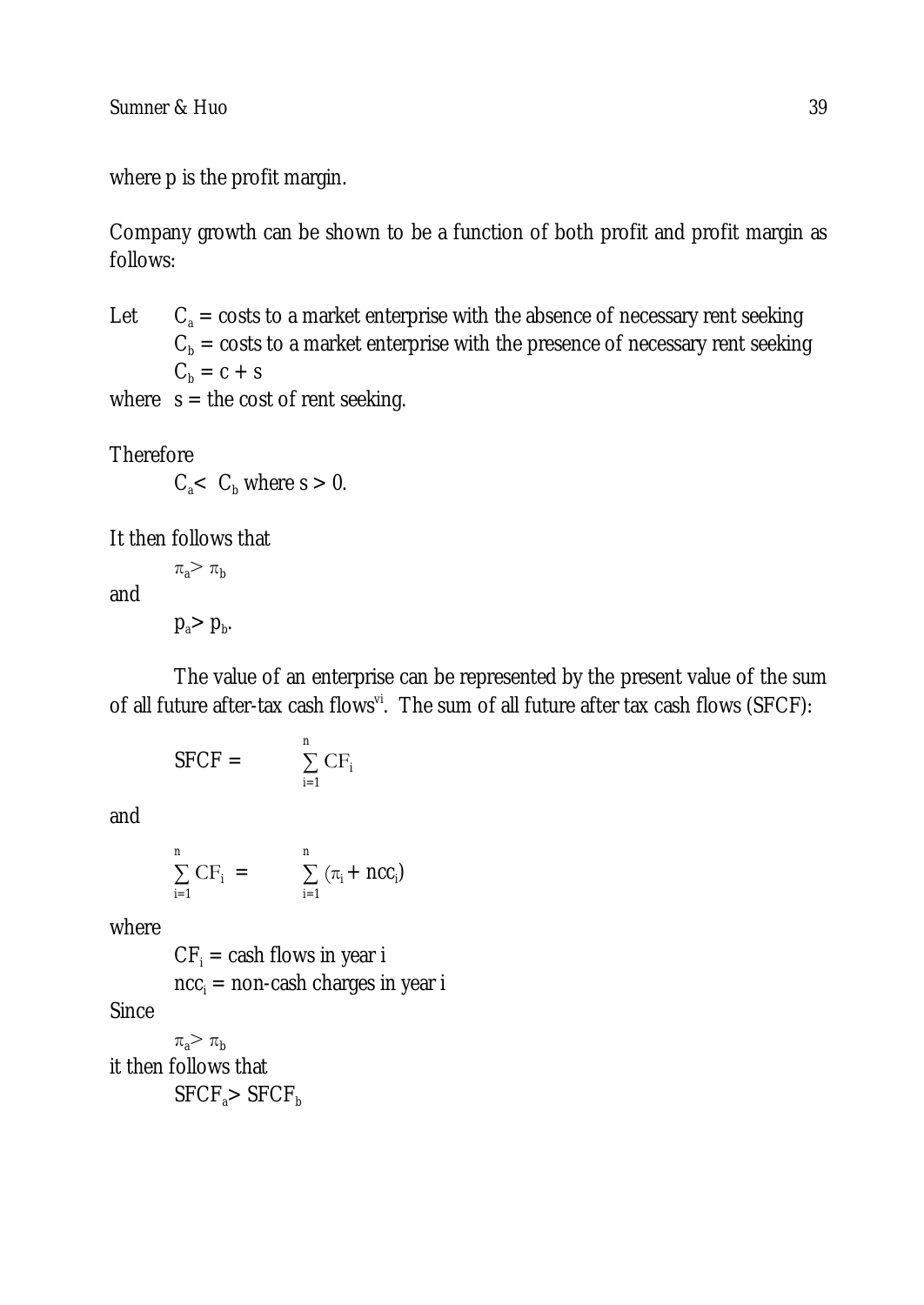where p is the profit margin.

Company growth can be shown to be a function of both profit and profit margin as follows:

Let $C_a$ = costs to a market enterprise with the absence of necessary rent seeking
$C_b$ = costs to a market enterprise with the presence of necessary rent seeking
$C_b = c + s$
where $s$ = the cost of rent seeking.

Therefore

$$C_a < C_b \text{ where } s > 0.$$

It then follows that

$$\pi_a > \pi_b$$

and

$$p_a > p_b.$$

The value of an enterprise can be represented by the present value of the sum of all future after-tax cash flows[vi]. The sum of all future after tax cash flows (SFCF):

$$SFCF = \sum_{i=1}^{n} CF_i$$

and

$$\sum_{i=1}^{n} CF_i = \sum_{i=1}^{n} (\pi_i + ncc_i)$$

where

$CF_i$ = cash flows in year i
$ncc_i$ = non-cash charges in year i

Since

$$\pi_a > \pi_b$$

it then follows that

$$SFCF_a > SFCF_b$$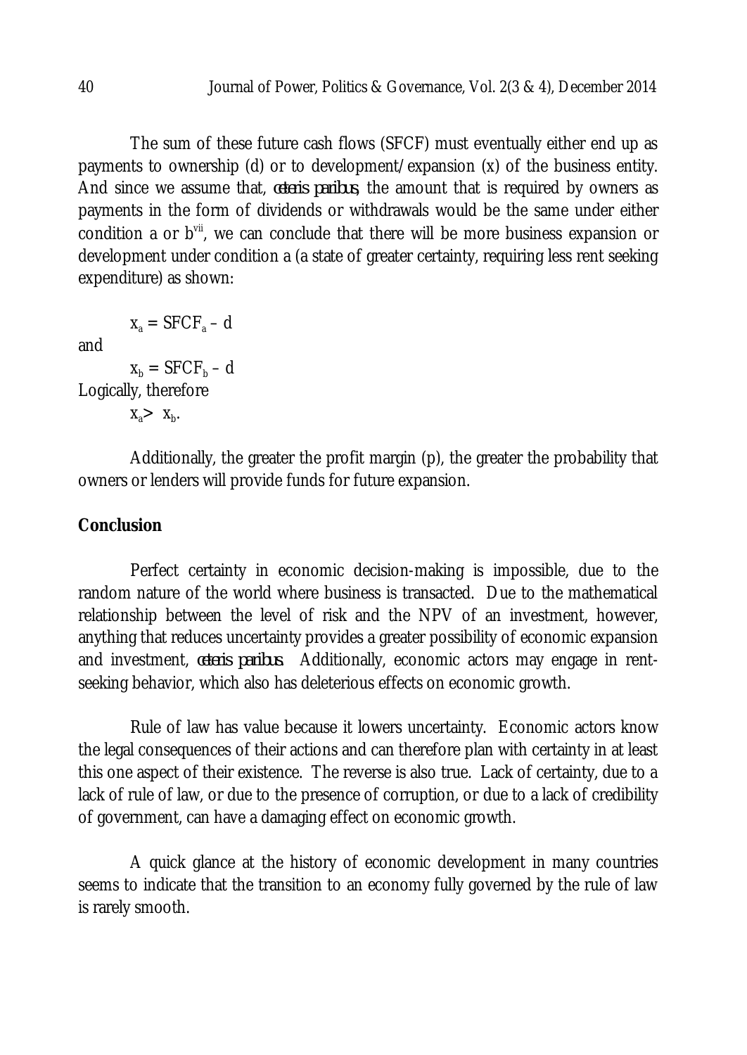The sum of these future cash flows (SFCF) must eventually either end up as payments to ownership (d) or to development/expansion (x) of the business entity. And since we assume that, *ceteris paribus*, the amount that is required by owners as payments in the form of dividends or withdrawals would be the same under either condition a or b[vii], we can conclude that there will be more business expansion or development under condition a (a state of greater certainty, requiring less rent seeking expenditure) as shown:

$$x_a = SFCF_a - d$$

and

$$x_b = SFCF_b - d$$

Logically, therefore

$$x_a > x_b.$$

Additionally, the greater the profit margin (p), the greater the probability that owners or lenders will provide funds for future expansion.

**Conclusion**

Perfect certainty in economic decision-making is impossible, due to the random nature of the world where business is transacted. Due to the mathematical relationship between the level of risk and the NPV of an investment, however, anything that reduces uncertainty provides a greater possibility of economic expansion and investment, *ceteris paribus*. Additionally, economic actors may engage in rent-seeking behavior, which also has deleterious effects on economic growth.

Rule of law has value because it lowers uncertainty. Economic actors know the legal consequences of their actions and can therefore plan with certainty in at least this one aspect of their existence. The reverse is also true. Lack of certainty, due to a lack of rule of law, or due to the presence of corruption, or due to a lack of credibility of government, can have a damaging effect on economic growth.

A quick glance at the history of economic development in many countries seems to indicate that the transition to an economy fully governed by the rule of law is rarely smooth.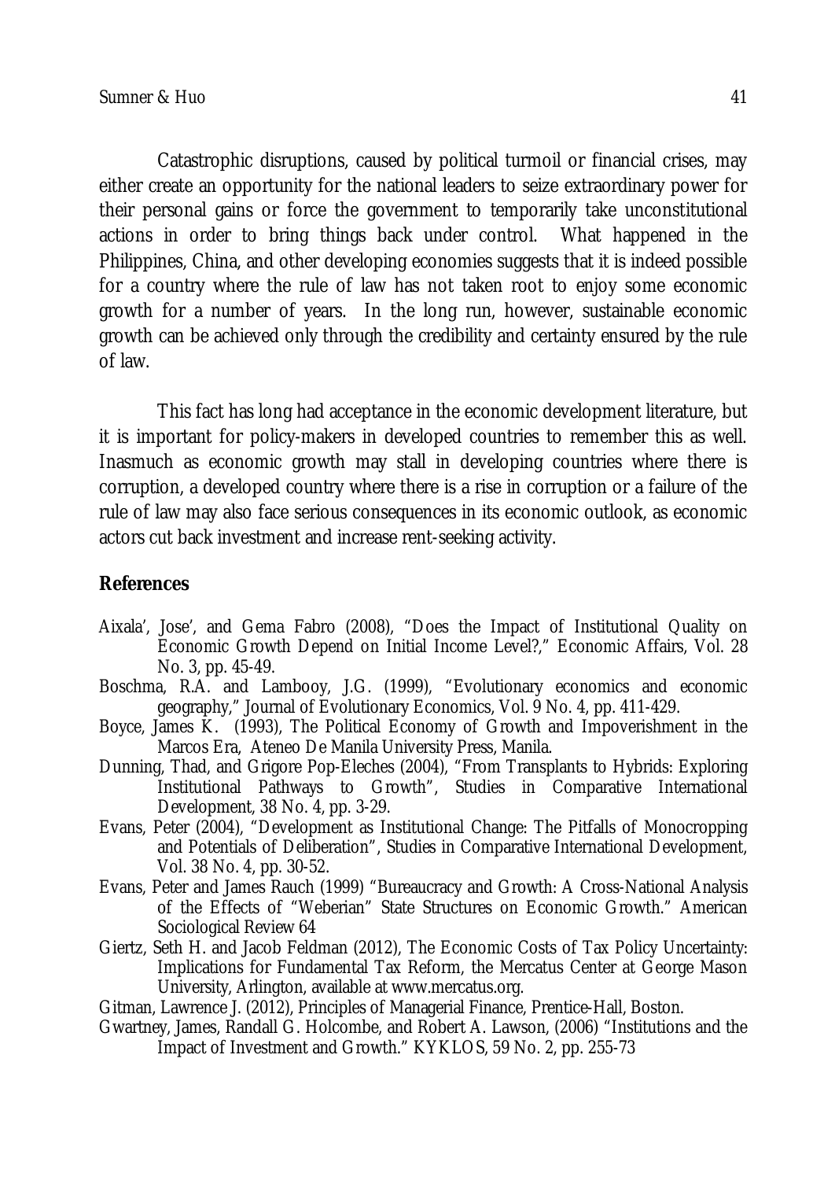Catastrophic disruptions, caused by political turmoil or financial crises, may either create an opportunity for the national leaders to seize extraordinary power for their personal gains or force the government to temporarily take unconstitutional actions in order to bring things back under control. What happened in the Philippines, China, and other developing economies suggests that it is indeed possible for a country where the rule of law has not taken root to enjoy some economic growth for a number of years. In the long run, however, sustainable economic growth can be achieved only through the credibility and certainty ensured by the rule of law.

This fact has long had acceptance in the economic development literature, but it is important for policy-makers in developed countries to remember this as well. Inasmuch as economic growth may stall in developing countries where there is corruption, a developed country where there is a rise in corruption or a failure of the rule of law may also face serious consequences in its economic outlook, as economic actors cut back investment and increase rent-seeking activity.

## References

Aixala', Jose', and Gema Fabro (2008), "Does the Impact of Institutional Quality on Economic Growth Depend on Initial Income Level?," Economic Affairs, Vol. 28 No. 3, pp. 45-49.

Boschma, R.A. and Lambooy, J.G. (1999), "Evolutionary economics and economic geography," Journal of Evolutionary Economics, Vol. 9 No. 4, pp. 411-429.

Boyce, James K. (1993), The Political Economy of Growth and Impoverishment in the Marcos Era, Ateneo De Manila University Press, Manila.

Dunning, Thad, and Grigore Pop-Eleches (2004), "From Transplants to Hybrids: Exploring Institutional Pathways to Growth", Studies in Comparative International Development, 38 No. 4, pp. 3-29.

Evans, Peter (2004), "Development as Institutional Change: The Pitfalls of Monocropping and Potentials of Deliberation", Studies in Comparative International Development, Vol. 38 No. 4, pp. 30-52.

Evans, Peter and James Rauch (1999) "Bureaucracy and Growth: A Cross-National Analysis of the Effects of "Weberian" State Structures on Economic Growth." American Sociological Review 64

Giertz, Seth H. and Jacob Feldman (2012), The Economic Costs of Tax Policy Uncertainty: Implications for Fundamental Tax Reform, the Mercatus Center at George Mason University, Arlington, available at www.mercatus.org.

Gitman, Lawrence J. (2012), Principles of Managerial Finance, Prentice-Hall, Boston.

Gwartney, James, Randall G. Holcombe, and Robert A. Lawson, (2006) "Institutions and the Impact of Investment and Growth." KYKLOS, 59 No. 2, pp. 255-73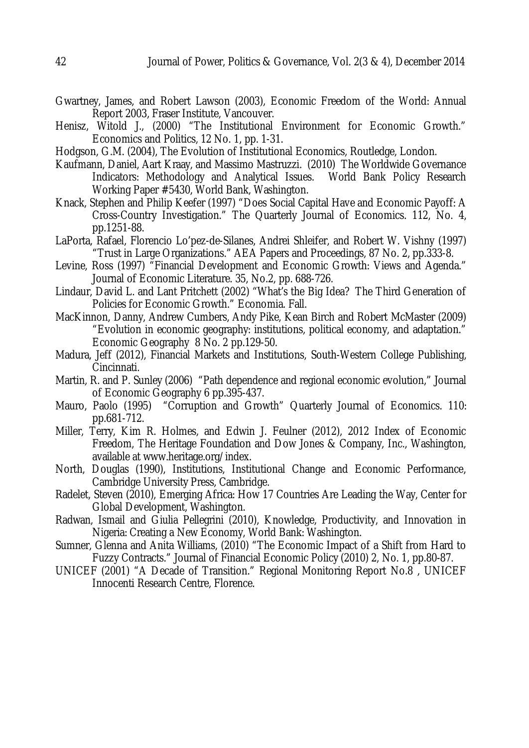Gwartney, James, and Robert Lawson (2003), Economic Freedom of the World: Annual Report 2003, Fraser Institute, Vancouver.

Henisz, Witold J., (2000) "The Institutional Environment for Economic Growth." Economics and Politics, 12 No. 1, pp. 1-31.

Hodgson, G.M. (2004), The Evolution of Institutional Economics, Routledge, London.

Kaufmann, Daniel, Aart Kraay, and Massimo Mastruzzi. (2010) The Worldwide Governance Indicators: Methodology and Analytical Issues. World Bank Policy Research Working Paper #5430, World Bank, Washington.

Knack, Stephen and Philip Keefer (1997) "Does Social Capital Have and Economic Payoff: A Cross-Country Investigation." The Quarterly Journal of Economics. 112, No. 4, pp.1251-88.

LaPorta, Rafael, Florencio Lo'pez-de-Silanes, Andrei Shleifer, and Robert W. Vishny (1997) "Trust in Large Organizations." AEA Papers and Proceedings, 87 No. 2, pp.333-8.

Levine, Ross (1997) "Financial Development and Economic Growth: Views and Agenda." Journal of Economic Literature. 35, No.2, pp. 688-726.

Lindaur, David L. and Lant Pritchett (2002) "What's the Big Idea? The Third Generation of Policies for Economic Growth." Economia. Fall.

MacKinnon, Danny, Andrew Cumbers, Andy Pike, Kean Birch and Robert McMaster (2009) "Evolution in economic geography: institutions, political economy, and adaptation." Economic Geography 8 No. 2 pp.129-50.

Madura, Jeff (2012), Financial Markets and Institutions, South-Western College Publishing, Cincinnati.

Martin, R. and P. Sunley (2006) "Path dependence and regional economic evolution," Journal of Economic Geography 6 pp.395-437.

Mauro, Paolo (1995) "Corruption and Growth" Quarterly Journal of Economics. 110: pp.681-712.

Miller, Terry, Kim R. Holmes, and Edwin J. Feulner (2012), 2012 Index of Economic Freedom, The Heritage Foundation and Dow Jones & Company, Inc., Washington, available at www.heritage.org/index.

North, Douglas (1990), Institutions, Institutional Change and Economic Performance, Cambridge University Press, Cambridge.

Radelet, Steven (2010), Emerging Africa: How 17 Countries Are Leading the Way, Center for Global Development, Washington.

Radwan, Ismail and Giulia Pellegrini (2010), Knowledge, Productivity, and Innovation in Nigeria: Creating a New Economy, World Bank: Washington.

Sumner, Glenna and Anita Williams, (2010) "The Economic Impact of a Shift from Hard to Fuzzy Contracts." Journal of Financial Economic Policy (2010) 2, No. 1, pp.80-87.

UNICEF (2001) "A Decade of Transition." Regional Monitoring Report No.8 , UNICEF Innocenti Research Centre, Florence.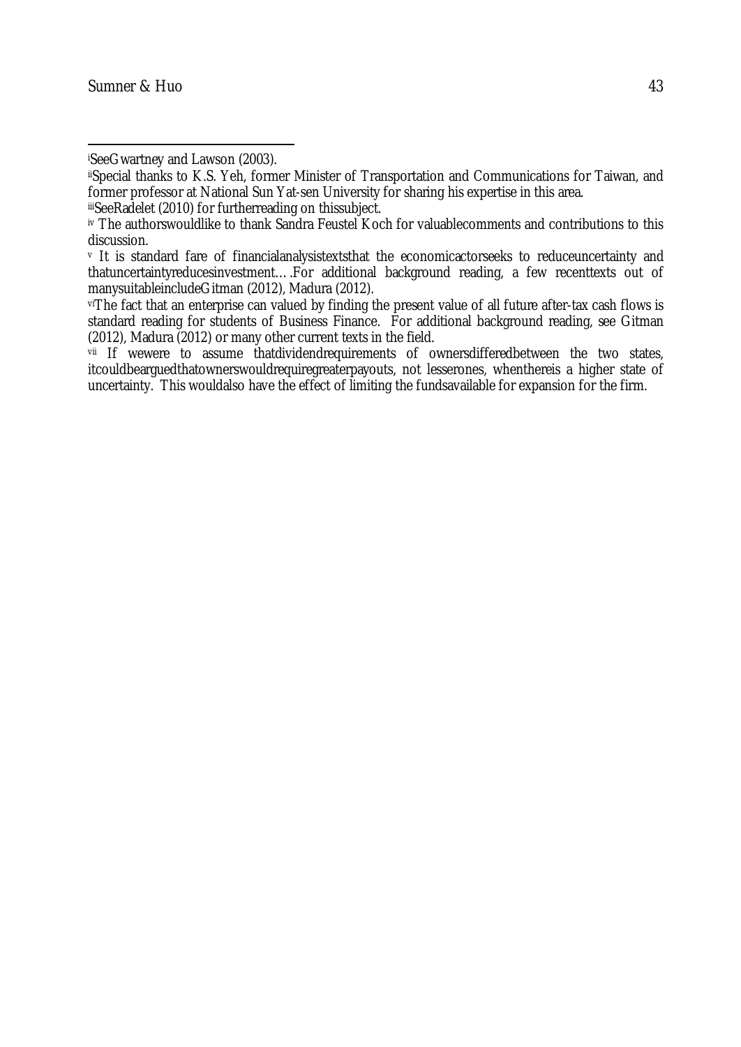[i]SeeGwartney and Lawson (2003).

[ii]Special thanks to K.S. Yeh, former Minister of Transportation and Communications for Taiwan, and former professor at National Sun Yat-sen University for sharing his expertise in this area.

[iii]SeeRadelet (2010) for furtherreading on thissubject.

[iv] The authorswouldlike to thank Sandra Feustel Koch for valuablecomments and contributions to this discussion.

[v] It is standard fare of financialanalysistextsthat the economicactorseeks to reduceuncertainty and thatuncertaintyreducesinvestment….For additional background reading, a few recenttexts out of manysuitableincludeGitman (2012), Madura (2012).

[vi]The fact that an enterprise can valued by finding the present value of all future after-tax cash flows is standard reading for students of Business Finance. For additional background reading, see Gitman (2012), Madura (2012) or many other current texts in the field.

[vii] If wewere to assume thatdividendrequirements of ownersdifferedbetween the two states, itcouldbearguedthatownerswouldrequiregreaterpayouts, not lesserones, whenthereis a higher state of uncertainty. This wouldalso have the effect of limiting the fundsavailable for expansion for the firm.